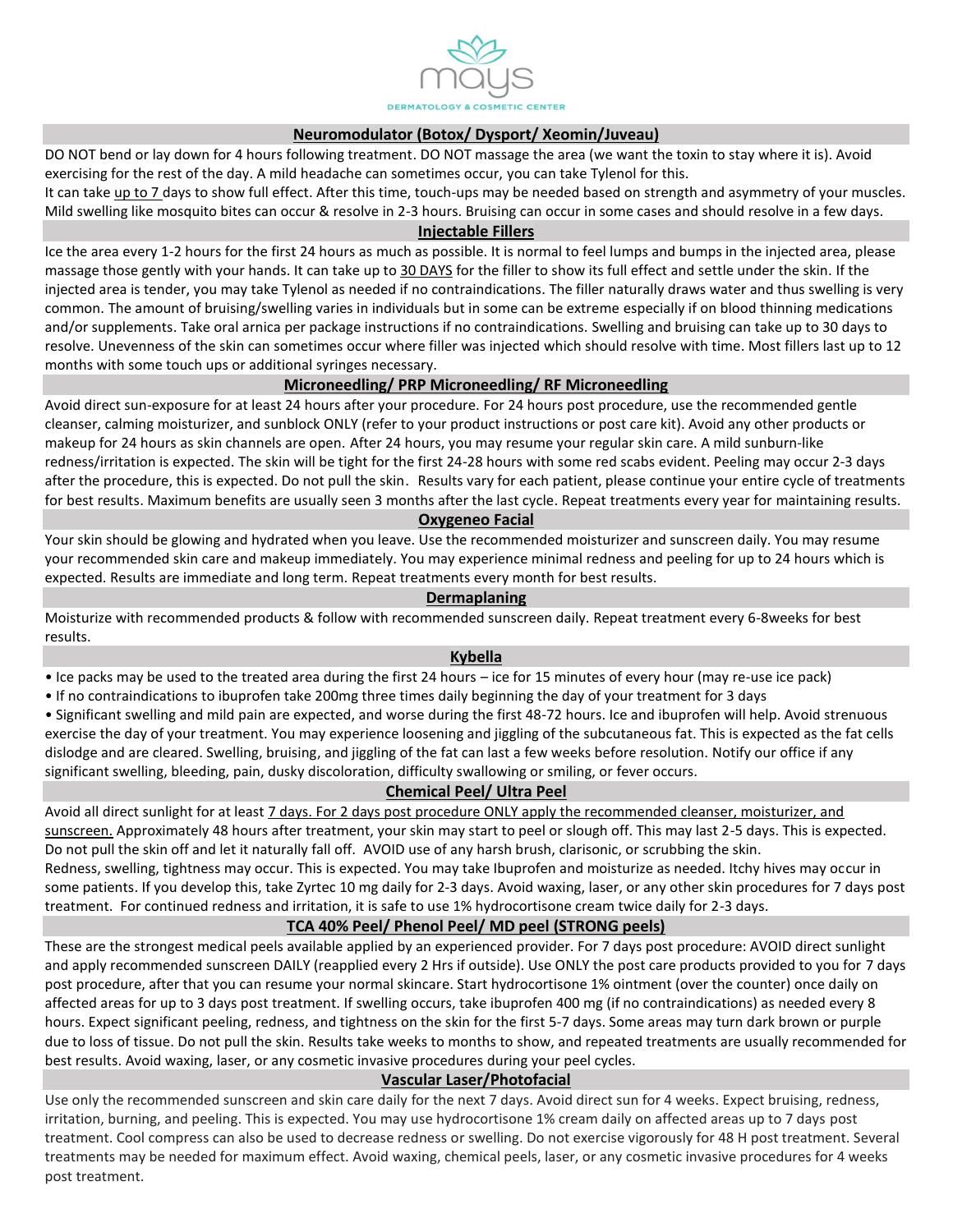mays

DERMATOLOGY & COSMETIC CENTER

## Neuromodulator (Botox/ Dysport/ Xeomin/Juveau)

DO NOT bend or lay down for 4 hours following treatment. DO NOT massage the area (we want the toxin to stay where it is). Avoid exercising for the rest of the day. A mild headache can sometimes occur, you can take Tylenol for this.
It can take up to 7 days to show full effect. After this time, touch-ups may be needed based on strength and asymmetry of your muscles. Mild swelling like mosquito bites can occur & resolve in 2-3 hours. Bruising can occur in some cases and should resolve in a few days.

## Injectable Fillers

Ice the area every 1-2 hours for the first 24 hours as much as possible. It is normal to feel lumps and bumps in the injected area, please massage those gently with your hands. It can take up to 30 DAYS for the filler to show its full effect and settle under the skin. If the injected area is tender, you may take Tylenol as needed if no contraindications. The filler naturally draws water and thus swelling is very common. The amount of bruising/swelling varies in individuals but in some can be extreme especially if on blood thinning medications and/or supplements. Take oral arnica per package instructions if no contraindications. Swelling and bruising can take up to 30 days to resolve. Unevenness of the skin can sometimes occur where filler was injected which should resolve with time. Most fillers last up to 12 months with some touch ups or additional syringes necessary.

## Microneedling/ PRP Microneedling/ RF Microneedling

Avoid direct sun-exposure for at least 24 hours after your procedure. For 24 hours post procedure, use the recommended gentle cleanser, calming moisturizer, and sunblock ONLY (refer to your product instructions or post care kit). Avoid any other products or makeup for 24 hours as skin channels are open. After 24 hours, you may resume your regular skin care. A mild sunburn-like redness/irritation is expected. The skin will be tight for the first 24-28 hours with some red scabs evident. Peeling may occur 2-3 days after the procedure, this is expected. Do not pull the skin. Results vary for each patient, please continue your entire cycle of treatments for best results. Maximum benefits are usually seen 3 months after the last cycle. Repeat treatments every year for maintaining results.

## Oxygeneo Facial

Your skin should be glowing and hydrated when you leave. Use the recommended moisturizer and sunscreen daily. You may resume your recommended skin care and makeup immediately. You may experience minimal redness and peeling for up to 24 hours which is expected. Results are immediate and long term. Repeat treatments every month for best results.

## Dermaplaning

Moisturize with recommended products & follow with recommended sunscreen daily. Repeat treatment every 6-8weeks for best results.

## Kybella

- Ice packs may be used to the treated area during the first 24 hours – ice for 15 minutes of every hour (may re-use ice pack)
- If no contraindications to ibuprofen take 200mg three times daily beginning the day of your treatment for 3 days
- Significant swelling and mild pain are expected, and worse during the first 48-72 hours. Ice and ibuprofen will help. Avoid strenuous exercise the day of your treatment. You may experience loosening and jiggling of the subcutaneous fat. This is expected as the fat cells dislodge and are cleared. Swelling, bruising, and jiggling of the fat can last a few weeks before resolution. Notify our office if any significant swelling, bleeding, pain, dusky discoloration, difficulty swallowing or smiling, or fever occurs.

## Chemical Peel/ Ultra Peel

Avoid all direct sunlight for at least 7 days. For 2 days post procedure ONLY apply the recommended cleanser, moisturizer, and sunscreen. Approximately 48 hours after treatment, your skin may start to peel or slough off. This may last 2-5 days. This is expected. Do not pull the skin off and let it naturally fall off. AVOID use of any harsh brush, clarisonic, or scrubbing the skin.
Redness, swelling, tightness may occur. This is expected. You may take Ibuprofen and moisturize as needed. Itchy hives may occur in some patients. If you develop this, take Zyrtec 10 mg daily for 2-3 days. Avoid waxing, laser, or any other skin procedures for 7 days post treatment. For continued redness and irritation, it is safe to use 1% hydrocortisone cream twice daily for 2-3 days.

## TCA 40% Peel/ Phenol Peel/ MD peel (STRONG peels)

These are the strongest medical peels available applied by an experienced provider. For 7 days post procedure: AVOID direct sunlight and apply recommended sunscreen DAILY (reapplied every 2 Hrs if outside). Use ONLY the post care products provided to you for 7 days post procedure, after that you can resume your normal skincare. Start hydrocortisone 1% ointment (over the counter) once daily on affected areas for up to 3 days post treatment. If swelling occurs, take ibuprofen 400 mg (if no contraindications) as needed every 8 hours. Expect significant peeling, redness, and tightness on the skin for the first 5-7 days. Some areas may turn dark brown or purple due to loss of tissue. Do not pull the skin. Results take weeks to months to show, and repeated treatments are usually recommended for best results. Avoid waxing, laser, or any cosmetic invasive procedures during your peel cycles.

## Vascular Laser/Photofacial

Use only the recommended sunscreen and skin care daily for the next 7 days. Avoid direct sun for 4 weeks. Expect bruising, redness, irritation, burning, and peeling. This is expected. You may use hydrocortisone 1% cream daily on affected areas up to 7 days post treatment. Cool compress can also be used to decrease redness or swelling. Do not exercise vigorously for 48 H post treatment. Several treatments may be needed for maximum effect. Avoid waxing, chemical peels, laser, or any cosmetic invasive procedures for 4 weeks post treatment.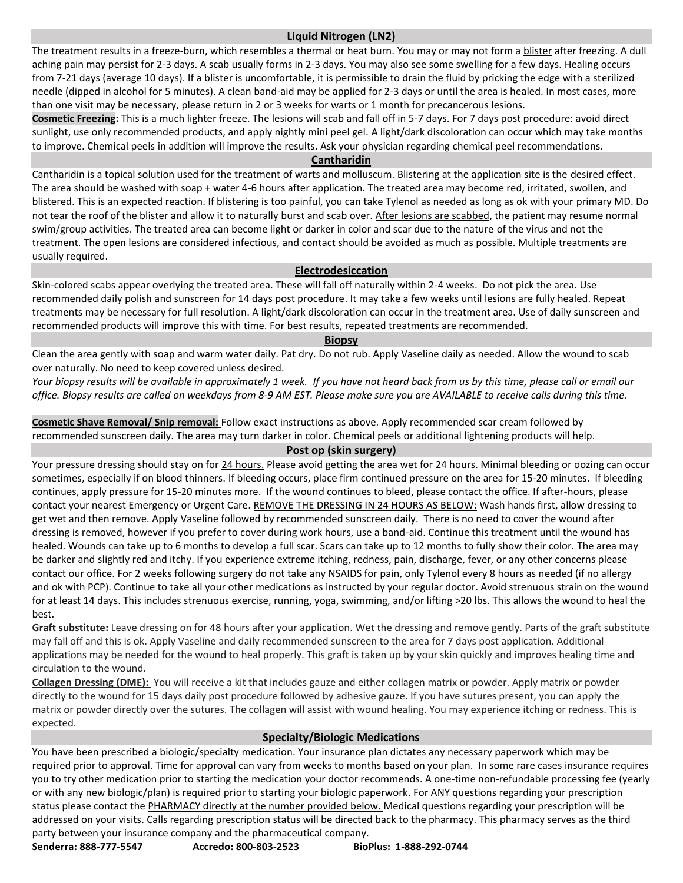## Liquid Nitrogen (LN2)

The treatment results in a freeze-burn, which resembles a thermal or heat burn. You may or may not form a blister after freezing. A dull aching pain may persist for 2-3 days. A scab usually forms in 2-3 days. You may also see some swelling for a few days. Healing occurs from 7-21 days (average 10 days). If a blister is uncomfortable, it is permissible to drain the fluid by pricking the edge with a sterilized needle (dipped in alcohol for 5 minutes). A clean band-aid may be applied for 2-3 days or until the area is healed. In most cases, more than one visit may be necessary, please return in 2 or 3 weeks for warts or 1 month for precancerous lesions.

**Cosmetic Freezing:** This is a much lighter freeze. The lesions will scab and fall off in 5-7 days. For 7 days post procedure: avoid direct sunlight, use only recommended products, and apply nightly mini peel gel. A light/dark discoloration can occur which may take months to improve. Chemical peels in addition will improve the results. Ask your physician regarding chemical peel recommendations.

## Cantharidin

Cantharidin is a topical solution used for the treatment of warts and molluscum. Blistering at the application site is the desired effect. The area should be washed with soap + water 4-6 hours after application. The treated area may become red, irritated, swollen, and blistered. This is an expected reaction. If blistering is too painful, you can take Tylenol as needed as long as ok with your primary MD. Do not tear the roof of the blister and allow it to naturally burst and scab over. After lesions are scabbed, the patient may resume normal swim/group activities. The treated area can become light or darker in color and scar due to the nature of the virus and not the treatment. The open lesions are considered infectious, and contact should be avoided as much as possible. Multiple treatments are usually required.

## Electrodesiccation

Skin-colored scabs appear overlying the treated area. These will fall off naturally within 2-4 weeks. Do not pick the area. Use recommended daily polish and sunscreen for 14 days post procedure. It may take a few weeks until lesions are fully healed. Repeat treatments may be necessary for full resolution. A light/dark discoloration can occur in the treatment area. Use of daily sunscreen and recommended products will improve this with time. For best results, repeated treatments are recommended.

## Biopsy

Clean the area gently with soap and warm water daily. Pat dry. Do not rub. Apply Vaseline daily as needed. Allow the wound to scab over naturally. No need to keep covered unless desired.

*Your biopsy results will be available in approximately 1 week. If you have not heard back from us by this time, please call or email our office. Biopsy results are called on weekdays from 8-9 AM EST. Please make sure you are AVAILABLE to receive calls during this time.*

**Cosmetic Shave Removal/ Snip removal:** Follow exact instructions as above. Apply recommended scar cream followed by recommended sunscreen daily. The area may turn darker in color. Chemical peels or additional lightening products will help.

## Post op (skin surgery)

Your pressure dressing should stay on for 24 hours. Please avoid getting the area wet for 24 hours. Minimal bleeding or oozing can occur sometimes, especially if on blood thinners. If bleeding occurs, place firm continued pressure on the area for 15-20 minutes. If bleeding continues, apply pressure for 15-20 minutes more. If the wound continues to bleed, please contact the office. If after-hours, please contact your nearest Emergency or Urgent Care. REMOVE THE DRESSING IN 24 HOURS AS BELOW: Wash hands first, allow dressing to get wet and then remove. Apply Vaseline followed by recommended sunscreen daily. There is no need to cover the wound after dressing is removed, however if you prefer to cover during work hours, use a band-aid. Continue this treatment until the wound has healed. Wounds can take up to 6 months to develop a full scar. Scars can take up to 12 months to fully show their color. The area may be darker and slightly red and itchy. If you experience extreme itching, redness, pain, discharge, fever, or any other concerns please contact our office. For 2 weeks following surgery do not take any NSAIDS for pain, only Tylenol every 8 hours as needed (if no allergy and ok with PCP). Continue to take all your other medications as instructed by your regular doctor. Avoid strenuous strain on the wound for at least 14 days. This includes strenuous exercise, running, yoga, swimming, and/or lifting >20 lbs. This allows the wound to heal the best.

**Graft substitute:** Leave dressing on for 48 hours after your application. Wet the dressing and remove gently. Parts of the graft substitute may fall off and this is ok. Apply Vaseline and daily recommended sunscreen to the area for 7 days post application. Additional applications may be needed for the wound to heal properly. This graft is taken up by your skin quickly and improves healing time and circulation to the wound.

**Collagen Dressing (DME):** You will receive a kit that includes gauze and either collagen matrix or powder. Apply matrix or powder directly to the wound for 15 days daily post procedure followed by adhesive gauze. If you have sutures present, you can apply the matrix or powder directly over the sutures. The collagen will assist with wound healing. You may experience itching or redness. This is expected.

## Specialty/Biologic Medications

You have been prescribed a biologic/specialty medication. Your insurance plan dictates any necessary paperwork which may be required prior to approval. Time for approval can vary from weeks to months based on your plan. In some rare cases insurance requires you to try other medication prior to starting the medication your doctor recommends. A one-time non-refundable processing fee (yearly or with any new biologic/plan) is required prior to starting your biologic paperwork. For ANY questions regarding your prescription status please contact the PHARMACY directly at the number provided below. Medical questions regarding your prescription will be addressed on your visits. Calls regarding prescription status will be directed back to the pharmacy. This pharmacy serves as the third party between your insurance company and the pharmaceutical company.

**Senderra: 888-777-5547** **Accredo: 800-803-2523** **BioPlus: 1-888-292-0744**